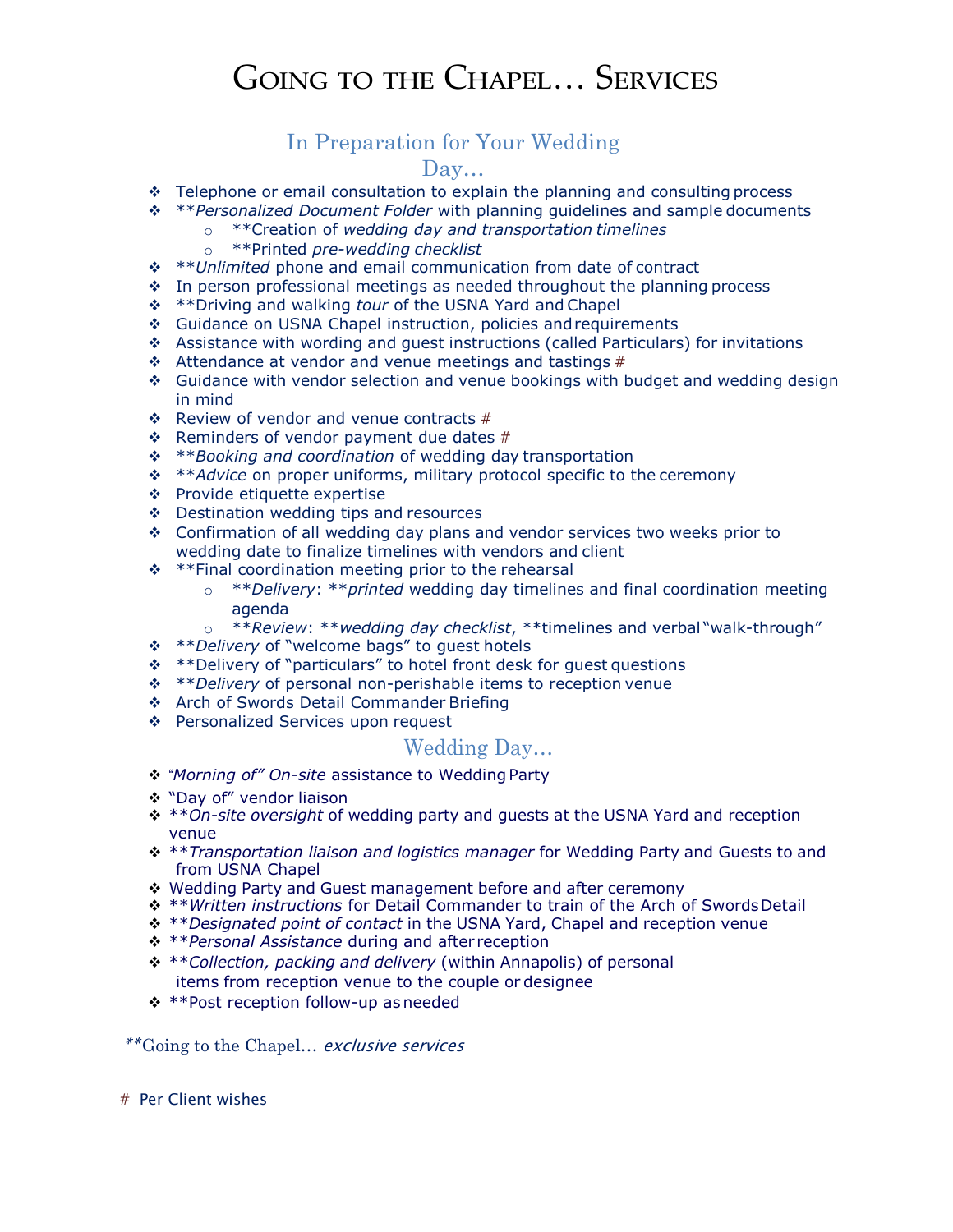# Going to the Chapel… Services

## In Preparation for Your Wedding Day…

- Telephone or email consultation to explain the planning and consulting process
- \*\**Personalized Document Folder* with planning guidelines and sample documents
    - \*\*Creation of *wedding day and transportation timelines*
    - \*\*Printed *pre-wedding checklist*
- \*\**Unlimited* phone and email communication from date of contract
- In person professional meetings as needed throughout the planning process
- \*\*Driving and walking *tour* of the USNA Yard and Chapel
- Guidance on USNA Chapel instruction, policies and requirements
- Assistance with wording and guest instructions (called Particulars) for invitations
- Attendance at vendor and venue meetings and tastings #
- Guidance with vendor selection and venue bookings with budget and wedding design in mind
- Review of vendor and venue contracts #
- Reminders of vendor payment due dates #
- \*\**Booking and coordination* of wedding day transportation
- \*\**Advice* on proper uniforms, military protocol specific to the ceremony
- Provide etiquette expertise
- Destination wedding tips and resources
- Confirmation of all wedding day plans and vendor services two weeks prior to wedding date to finalize timelines with vendors and client
- \*\*Final coordination meeting prior to the rehearsal
    - \*\**Delivery*: \*\**printed* wedding day timelines and final coordination meeting agenda
    - \*\**Review*: \*\**wedding day checklist*, \*\*timelines and verbal "walk-through"
- \*\**Delivery* of "welcome bags" to guest hotels
- \*\*Delivery of "particulars" to hotel front desk for guest questions
- \*\**Delivery* of personal non-perishable items to reception venue
- Arch of Swords Detail Commander Briefing
- Personalized Services upon request

## Wedding Day…

- "*Morning of" On-site* assistance to Wedding Party
- "Day of" vendor liaison
- \*\**On-site oversight* of wedding party and guests at the USNA Yard and reception venue
- \*\**Transportation liaison and logistics manager* for Wedding Party and Guests to and from USNA Chapel
- Wedding Party and Guest management before and after ceremony
- \*\**Written instructions* for Detail Commander to train of the Arch of Swords Detail
- \*\**Designated point of contact* in the USNA Yard, Chapel and reception venue
- \*\**Personal Assistance* during and after reception
- \*\**Collection, packing and delivery* (within Annapolis) of personal items from reception venue to the couple or designee
- \*\*Post reception follow-up as needed

\*\*Going to the Chapel… *exclusive services*

\# Per Client wishes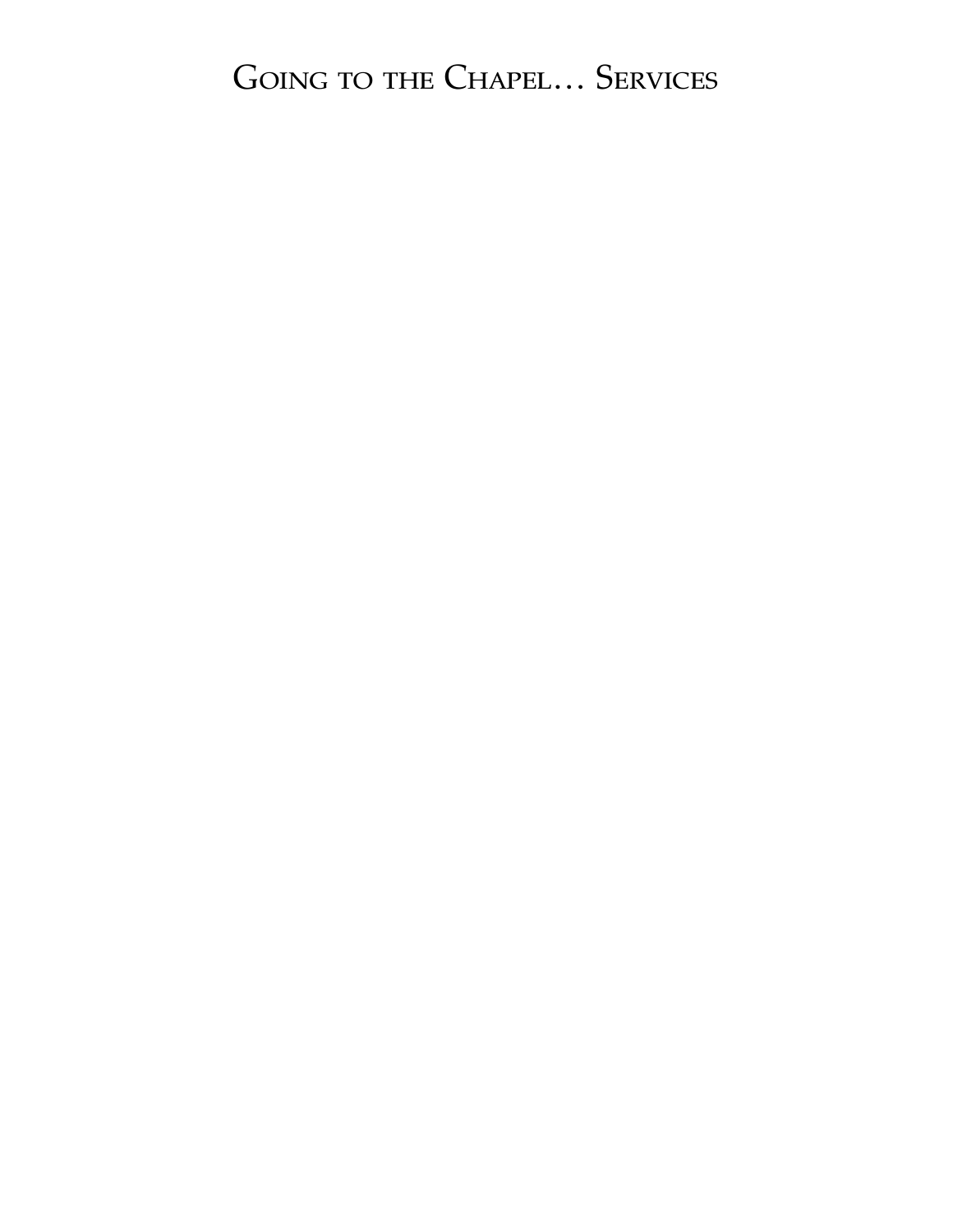# Going to the Chapel… Services